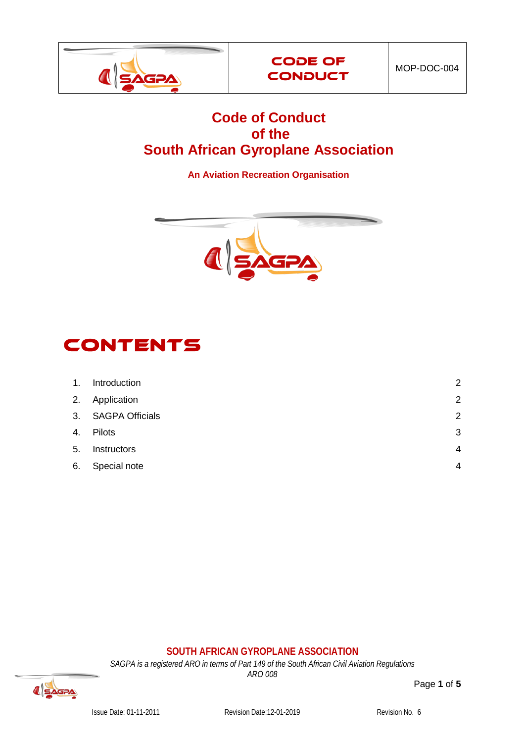# Code of Conduct of the South African Gyroplane Association

**An Aviation Recreation Organisation**

## CONTENTS

| | | |
|---|---|---|
| 1. | Introduction | 2 |
| 2. | Application | 2 |
| 3. | SAGPA Officials | 2 |
| 4. | Pilots | 3 |
| 5. | Instructors | 4 |
| 6. | Special note | 4 |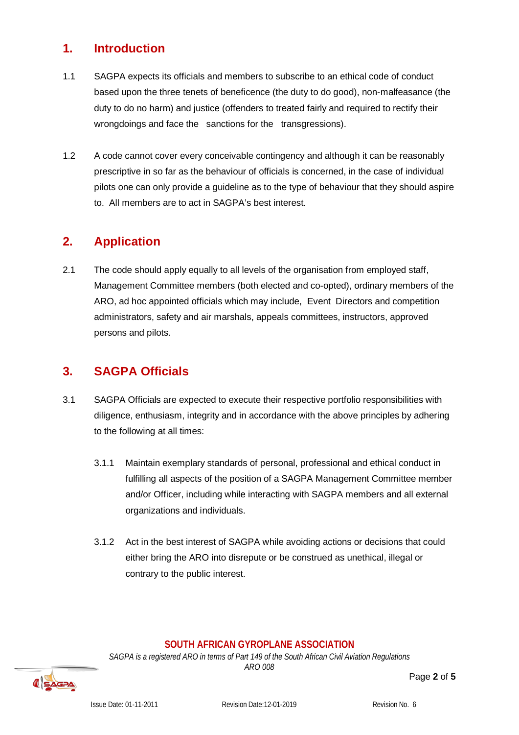## 1. Introduction

1.1 SAGPA expects its officials and members to subscribe to an ethical code of conduct based upon the three tenets of beneficence (the duty to do good), non-malfeasance (the duty to do no harm) and justice (offenders to treated fairly and required to rectify their wrongdoings and face the sanctions for the transgressions).

1.2 A code cannot cover every conceivable contingency and although it can be reasonably prescriptive in so far as the behaviour of officials is concerned, in the case of individual pilots one can only provide a guideline as to the type of behaviour that they should aspire to. All members are to act in SAGPA's best interest.

## 2. Application

2.1 The code should apply equally to all levels of the organisation from employed staff, Management Committee members (both elected and co-opted), ordinary members of the ARO, ad hoc appointed officials which may include, Event Directors and competition administrators, safety and air marshals, appeals committees, instructors, approved persons and pilots.

## 3. SAGPA Officials

3.1 SAGPA Officials are expected to execute their respective portfolio responsibilities with diligence, enthusiasm, integrity and in accordance with the above principles by adhering to the following at all times:

3.1.1 Maintain exemplary standards of personal, professional and ethical conduct in fulfilling all aspects of the position of a SAGPA Management Committee member and/or Officer, including while interacting with SAGPA members and all external organizations and individuals.

3.1.2 Act in the best interest of SAGPA while avoiding actions or decisions that could either bring the ARO into disrepute or be construed as unethical, illegal or contrary to the public interest.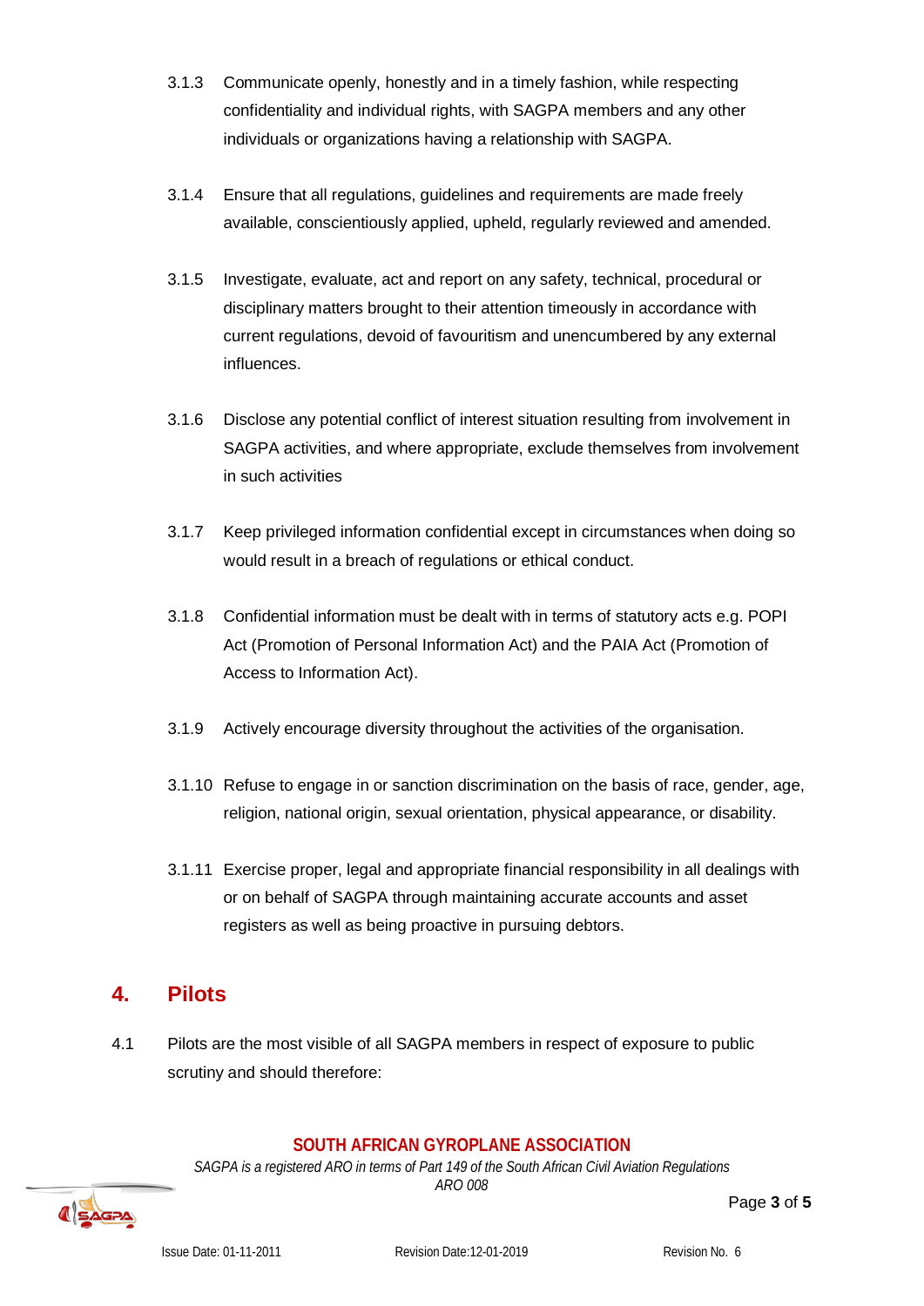3.1.3 Communicate openly, honestly and in a timely fashion, while respecting confidentiality and individual rights, with SAGPA members and any other individuals or organizations having a relationship with SAGPA.

3.1.4 Ensure that all regulations, guidelines and requirements are made freely available, conscientiously applied, upheld, regularly reviewed and amended.

3.1.5 Investigate, evaluate, act and report on any safety, technical, procedural or disciplinary matters brought to their attention timeously in accordance with current regulations, devoid of favouritism and unencumbered by any external influences.

3.1.6 Disclose any potential conflict of interest situation resulting from involvement in SAGPA activities, and where appropriate, exclude themselves from involvement in such activities

3.1.7 Keep privileged information confidential except in circumstances when doing so would result in a breach of regulations or ethical conduct.

3.1.8 Confidential information must be dealt with in terms of statutory acts e.g. POPI Act (Promotion of Personal Information Act) and the PAIA Act (Promotion of Access to Information Act).

3.1.9 Actively encourage diversity throughout the activities of the organisation.

3.1.10 Refuse to engage in or sanction discrimination on the basis of race, gender, age, religion, national origin, sexual orientation, physical appearance, or disability.

3.1.11 Exercise proper, legal and appropriate financial responsibility in all dealings with or on behalf of SAGPA through maintaining accurate accounts and asset registers as well as being proactive in pursuing debtors.

## 4. Pilots

4.1 Pilots are the most visible of all SAGPA members in respect of exposure to public scrutiny and should therefore: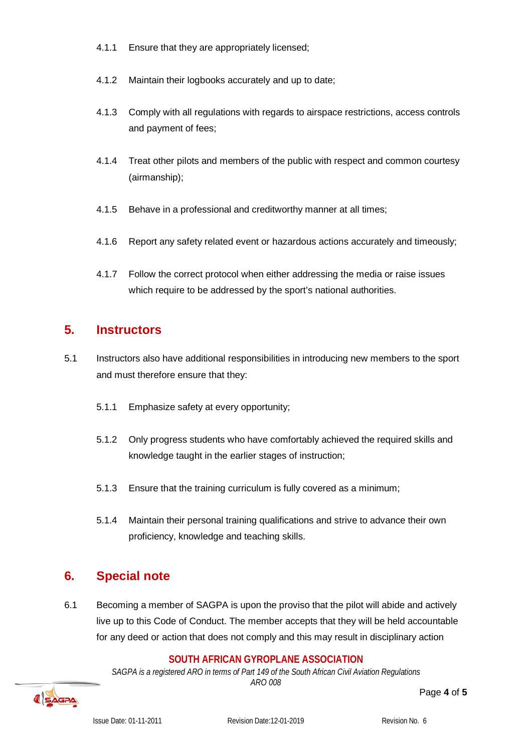4.1.1 Ensure that they are appropriately licensed;

4.1.2 Maintain their logbooks accurately and up to date;

4.1.3 Comply with all regulations with regards to airspace restrictions, access controls and payment of fees;

4.1.4 Treat other pilots and members of the public with respect and common courtesy (airmanship);

4.1.5 Behave in a professional and creditworthy manner at all times;

4.1.6 Report any safety related event or hazardous actions accurately and timeously;

4.1.7 Follow the correct protocol when either addressing the media or raise issues which require to be addressed by the sport's national authorities.

## 5. Instructors

5.1 Instructors also have additional responsibilities in introducing new members to the sport and must therefore ensure that they:

5.1.1 Emphasize safety at every opportunity;

5.1.2 Only progress students who have comfortably achieved the required skills and knowledge taught in the earlier stages of instruction;

5.1.3 Ensure that the training curriculum is fully covered as a minimum;

5.1.4 Maintain their personal training qualifications and strive to advance their own proficiency, knowledge and teaching skills.

## 6. Special note

6.1 Becoming a member of SAGPA is upon the proviso that the pilot will abide and actively live up to this Code of Conduct. The member accepts that they will be held accountable for any deed or action that does not comply and this may result in disciplinary action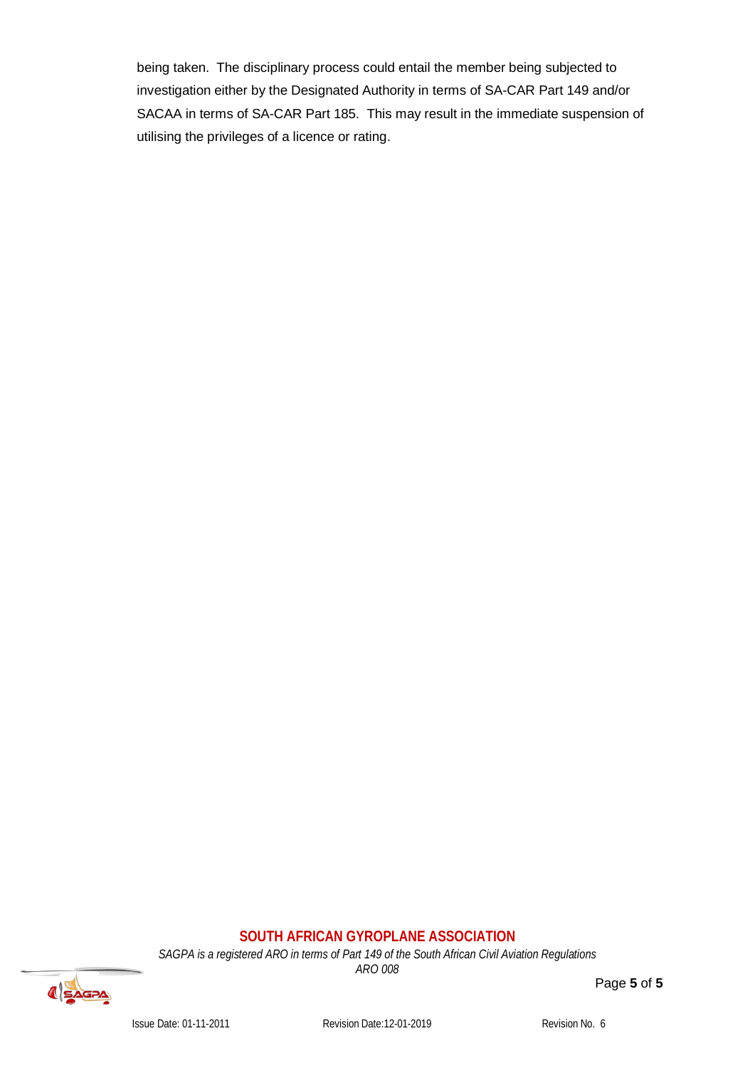being taken. The disciplinary process could entail the member being subjected to investigation either by the Designated Authority in terms of SA-CAR Part 149 and/or SACAA in terms of SA-CAR Part 185. This may result in the immediate suspension of utilising the privileges of a licence or rating.